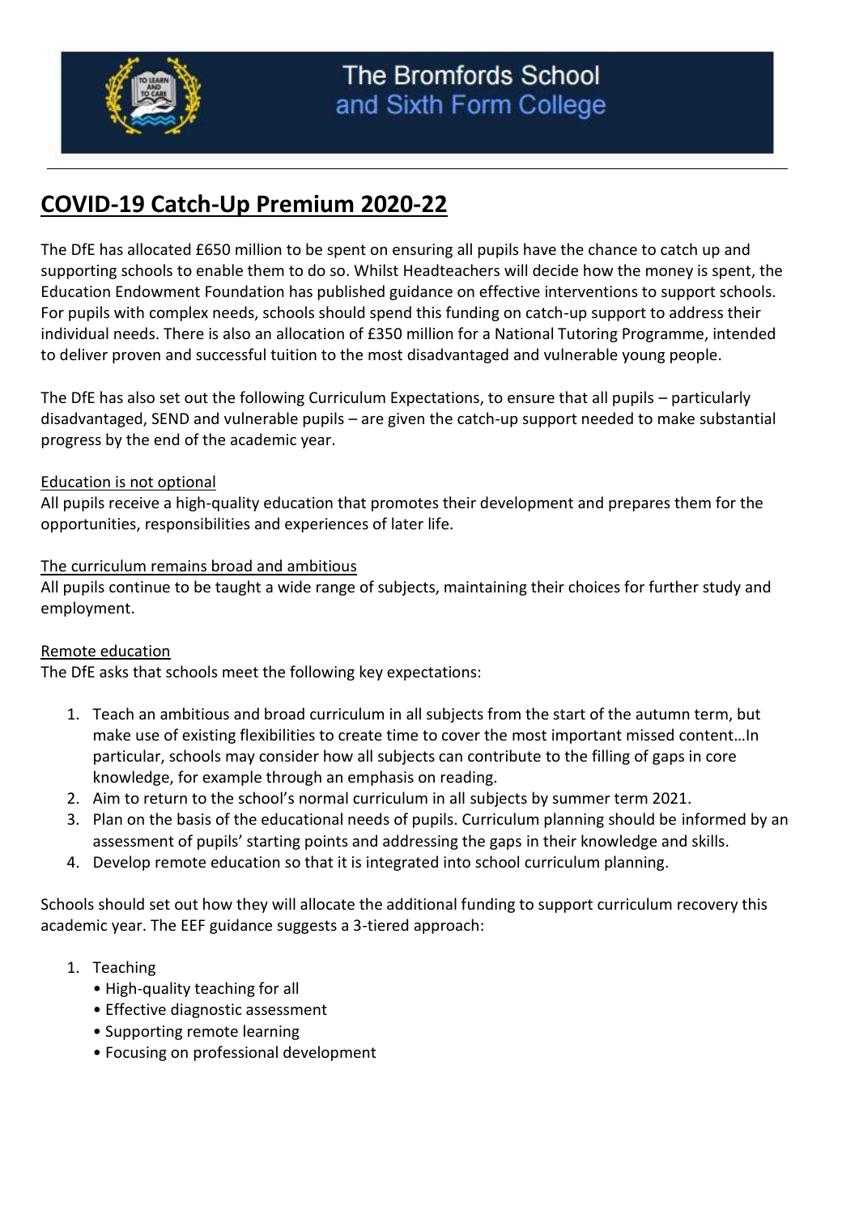The Bromfords School and Sixth Form College

## COVID-19 Catch-Up Premium 2020-22

The DfE has allocated £650 million to be spent on ensuring all pupils have the chance to catch up and supporting schools to enable them to do so. Whilst Headteachers will decide how the money is spent, the Education Endowment Foundation has published guidance on effective interventions to support schools. For pupils with complex needs, schools should spend this funding on catch-up support to address their individual needs. There is also an allocation of £350 million for a National Tutoring Programme, intended to deliver proven and successful tuition to the most disadvantaged and vulnerable young people.

The DfE has also set out the following Curriculum Expectations, to ensure that all pupils – particularly disadvantaged, SEND and vulnerable pupils – are given the catch-up support needed to make substantial progress by the end of the academic year.

Education is not optional
All pupils receive a high-quality education that promotes their development and prepares them for the opportunities, responsibilities and experiences of later life.

The curriculum remains broad and ambitious
All pupils continue to be taught a wide range of subjects, maintaining their choices for further study and employment.

Remote education
The DfE asks that schools meet the following key expectations:

1. Teach an ambitious and broad curriculum in all subjects from the start of the autumn term, but make use of existing flexibilities to create time to cover the most important missed content…In particular, schools may consider how all subjects can contribute to the filling of gaps in core knowledge, for example through an emphasis on reading.
2. Aim to return to the school's normal curriculum in all subjects by summer term 2021.
3. Plan on the basis of the educational needs of pupils. Curriculum planning should be informed by an assessment of pupils' starting points and addressing the gaps in their knowledge and skills.
4. Develop remote education so that it is integrated into school curriculum planning.

Schools should set out how they will allocate the additional funding to support curriculum recovery this academic year. The EEF guidance suggests a 3-tiered approach:

1. Teaching
   - High-quality teaching for all
   - Effective diagnostic assessment
   - Supporting remote learning
   - Focusing on professional development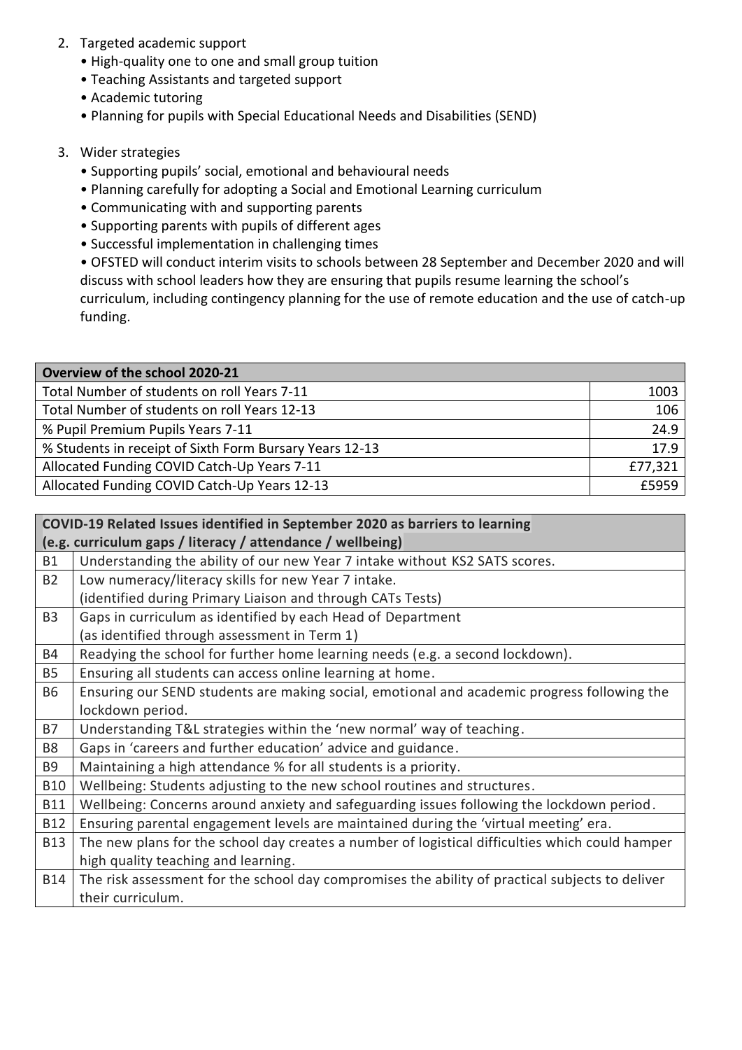2. Targeted academic support
   - High-quality one to one and small group tuition
   - Teaching Assistants and targeted support
   - Academic tutoring
   - Planning for pupils with Special Educational Needs and Disabilities (SEND)

3. Wider strategies
   - Supporting pupils' social, emotional and behavioural needs
   - Planning carefully for adopting a Social and Emotional Learning curriculum
   - Communicating with and supporting parents
   - Supporting parents with pupils of different ages
   - Successful implementation in challenging times
   - OFSTED will conduct interim visits to schools between 28 September and December 2020 and will discuss with school leaders how they are ensuring that pupils resume learning the school's curriculum, including contingency planning for the use of remote education and the use of catch-up funding.

| **Overview of the school 2020-21** | |
|---|---|
| Total Number of students on roll Years 7-11 | 1003 |
| Total Number of students on roll Years 12-13 | 106 |
| % Pupil Premium Pupils Years 7-11 | 24.9 |
| % Students in receipt of Sixth Form Bursary Years 12-13 | 17.9 |
| Allocated Funding COVID Catch-Up Years 7-11 | £77,321 |
| Allocated Funding COVID Catch-Up Years 12-13 | £5959 |

| **COVID-19 Related Issues identified in September 2020 as barriers to learning (e.g. curriculum gaps / literacy / attendance / wellbeing)** | |
|---|---|
| B1 | Understanding the ability of our new Year 7 intake without KS2 SATS scores. |
| B2 | Low numeracy/literacy skills for new Year 7 intake. (identified during Primary Liaison and through CATs Tests) |
| B3 | Gaps in curriculum as identified by each Head of Department (as identified through assessment in Term 1) |
| B4 | Readying the school for further home learning needs (e.g. a second lockdown). |
| B5 | Ensuring all students can access online learning at home. |
| B6 | Ensuring our SEND students are making social, emotional and academic progress following the lockdown period. |
| B7 | Understanding T&L strategies within the 'new normal' way of teaching. |
| B8 | Gaps in 'careers and further education' advice and guidance. |
| B9 | Maintaining a high attendance % for all students is a priority. |
| B10 | Wellbeing: Students adjusting to the new school routines and structures. |
| B11 | Wellbeing: Concerns around anxiety and safeguarding issues following the lockdown period. |
| B12 | Ensuring parental engagement levels are maintained during the 'virtual meeting' era. |
| B13 | The new plans for the school day creates a number of logistical difficulties which could hamper high quality teaching and learning. |
| B14 | The risk assessment for the school day compromises the ability of practical subjects to deliver their curriculum. |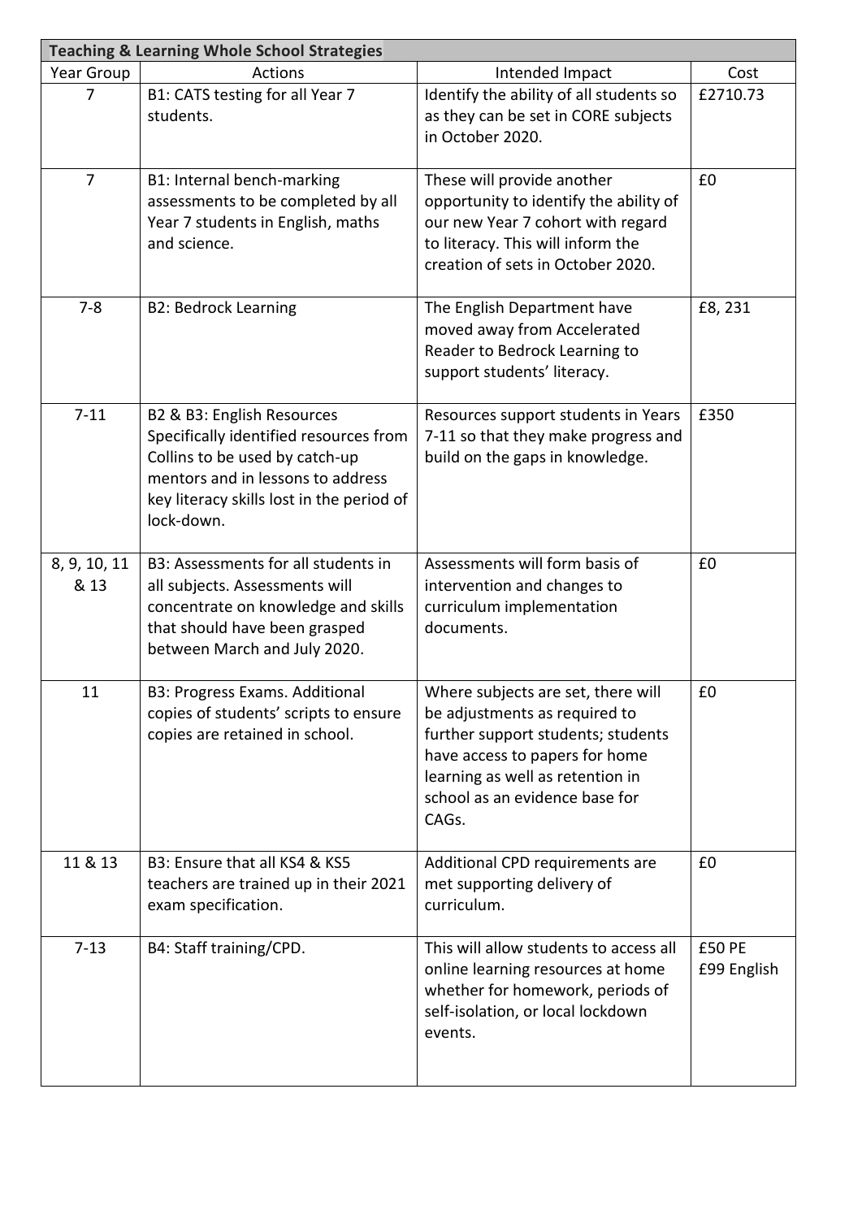| Teaching & Learning Whole School Strategies | | | |
|---|---|---|---|
| Year Group | Actions | Intended Impact | Cost |
| 7 | B1: CATS testing for all Year 7 students. | Identify the ability of all students so as they can be set in CORE subjects in October 2020. | £2710.73 |
| 7 | B1: Internal bench-marking assessments to be completed by all Year 7 students in English, maths and science. | These will provide another opportunity to identify the ability of our new Year 7 cohort with regard to literacy. This will inform the creation of sets in October 2020. | £0 |
| 7-8 | B2: Bedrock Learning | The English Department have moved away from Accelerated Reader to Bedrock Learning to support students' literacy. | £8, 231 |
| 7-11 | B2 & B3: English Resources Specifically identified resources from Collins to be used by catch-up mentors and in lessons to address key literacy skills lost in the period of lock-down. | Resources support students in Years 7-11 so that they make progress and build on the gaps in knowledge. | £350 |
| 8, 9, 10, 11 & 13 | B3: Assessments for all students in all subjects. Assessments will concentrate on knowledge and skills that should have been grasped between March and July 2020. | Assessments will form basis of intervention and changes to curriculum implementation documents. | £0 |
| 11 | B3: Progress Exams. Additional copies of students' scripts to ensure copies are retained in school. | Where subjects are set, there will be adjustments as required to further support students; students have access to papers for home learning as well as retention in school as an evidence base for CAGs. | £0 |
| 11 & 13 | B3: Ensure that all KS4 & KS5 teachers are trained up in their 2021 exam specification. | Additional CPD requirements are met supporting delivery of curriculum. | £0 |
| 7-13 | B4: Staff training/CPD. | This will allow students to access all online learning resources at home whether for homework, periods of self-isolation, or local lockdown events. | £50 PE<br>£99 English |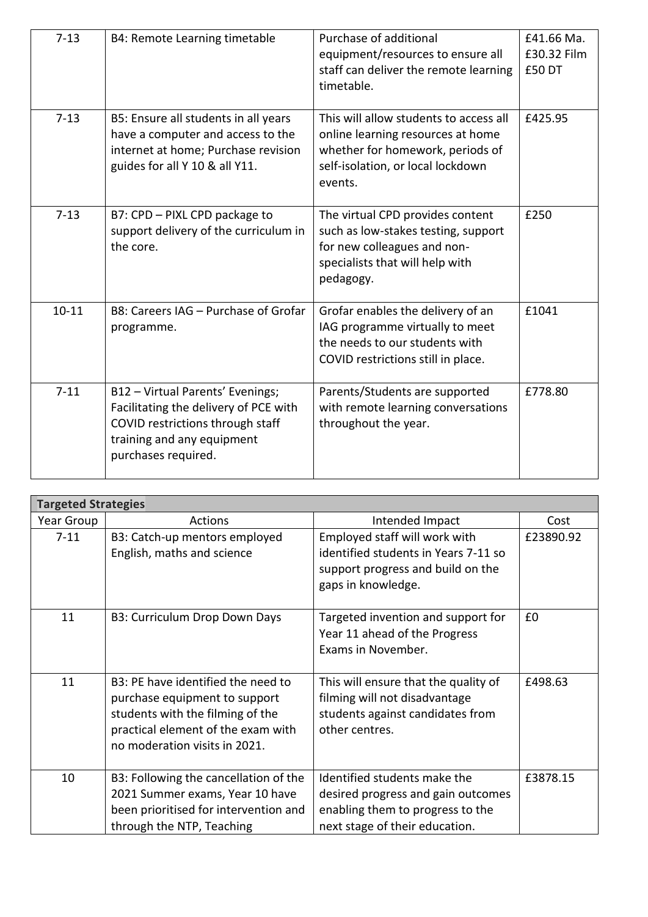| 7-13 | B4: Remote Learning timetable | Purchase of additional equipment/resources to ensure all staff can deliver the remote learning timetable. | £41.66 Ma. £30.32 Film £50 DT |
|---|---|---|---|
| 7-13 | B5: Ensure all students in all years have a computer and access to the internet at home; Purchase revision guides for all Y 10 & all Y11. | This will allow students to access all online learning resources at home whether for homework, periods of self-isolation, or local lockdown events. | £425.95 |
| 7-13 | B7: CPD – PIXL CPD package to support delivery of the curriculum in the core. | The virtual CPD provides content such as low-stakes testing, support for new colleagues and non-specialists that will help with pedagogy. | £250 |
| 10-11 | B8: Careers IAG – Purchase of Grofar programme. | Grofar enables the delivery of an IAG programme virtually to meet the needs to our students with COVID restrictions still in place. | £1041 |
| 7-11 | B12 – Virtual Parents' Evenings; Facilitating the delivery of PCE with COVID restrictions through staff training and any equipment purchases required. | Parents/Students are supported with remote learning conversations throughout the year. | £778.80 |

| **Targeted Strategies** | | | |
|---|---|---|---|
| Year Group | Actions | Intended Impact | Cost |
| 7-11 | B3: Catch-up mentors employed English, maths and science | Employed staff will work with identified students in Years 7-11 so support progress and build on the gaps in knowledge. | £23890.92 |
| 11 | B3: Curriculum Drop Down Days | Targeted invention and support for Year 11 ahead of the Progress Exams in November. | £0 |
| 11 | B3: PE have identified the need to purchase equipment to support students with the filming of the practical element of the exam with no moderation visits in 2021. | This will ensure that the quality of filming will not disadvantage students against candidates from other centres. | £498.63 |
| 10 | B3: Following the cancellation of the 2021 Summer exams, Year 10 have been prioritised for intervention and through the NTP, Teaching | Identified students make the desired progress and gain outcomes enabling them to progress to the next stage of their education. | £3878.15 |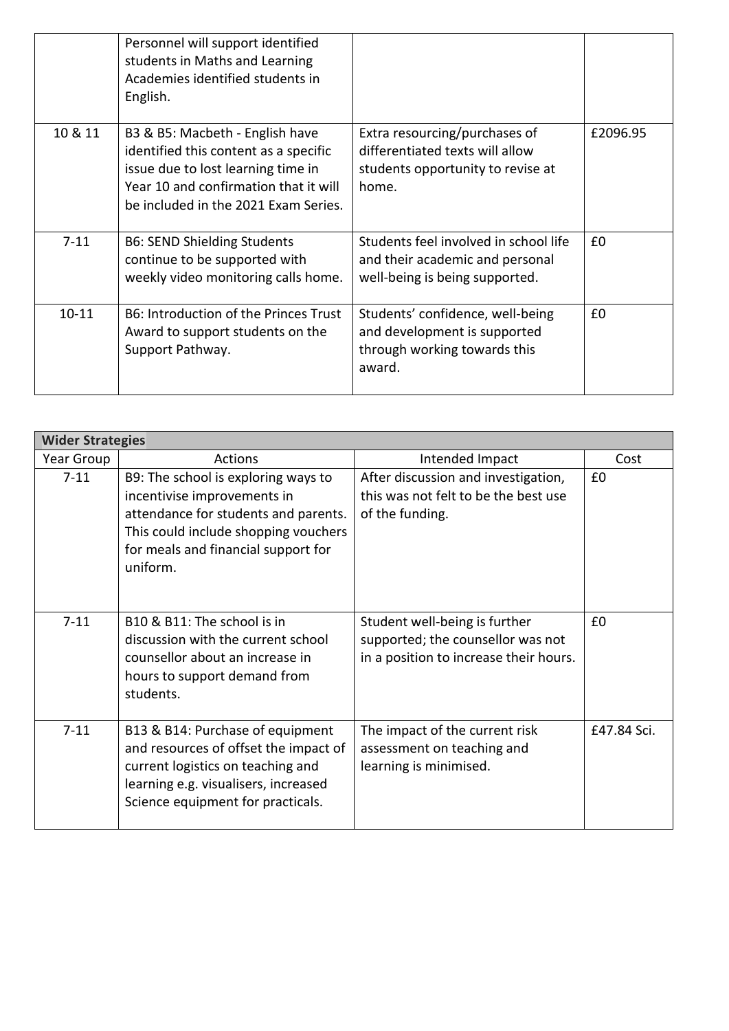| | | | |
|---|---|---|---|
| | Personnel will support identified students in Maths and Learning Academies identified students in English. | | |
| 10 & 11 | B3 & B5: Macbeth - English have identified this content as a specific issue due to lost learning time in Year 10 and confirmation that it will be included in the 2021 Exam Series. | Extra resourcing/purchases of differentiated texts will allow students opportunity to revise at home. | £2096.95 |
| 7-11 | B6: SEND Shielding Students continue to be supported with weekly video monitoring calls home. | Students feel involved in school life and their academic and personal well-being is being supported. | £0 |
| 10-11 | B6: Introduction of the Princes Trust Award to support students on the Support Pathway. | Students' confidence, well-being and development is supported through working towards this award. | £0 |

| **Wider Strategies** | | | |
|---|---|---|---|
| Year Group | Actions | Intended Impact | Cost |
| 7-11 | B9: The school is exploring ways to incentivise improvements in attendance for students and parents. This could include shopping vouchers for meals and financial support for uniform. | After discussion and investigation, this was not felt to be the best use of the funding. | £0 |
| 7-11 | B10 & B11: The school is in discussion with the current school counsellor about an increase in hours to support demand from students. | Student well-being is further supported; the counsellor was not in a position to increase their hours. | £0 |
| 7-11 | B13 & B14: Purchase of equipment and resources of offset the impact of current logistics on teaching and learning e.g. visualisers, increased Science equipment for practicals. | The impact of the current risk assessment on teaching and learning is minimised. | £47.84 Sci. |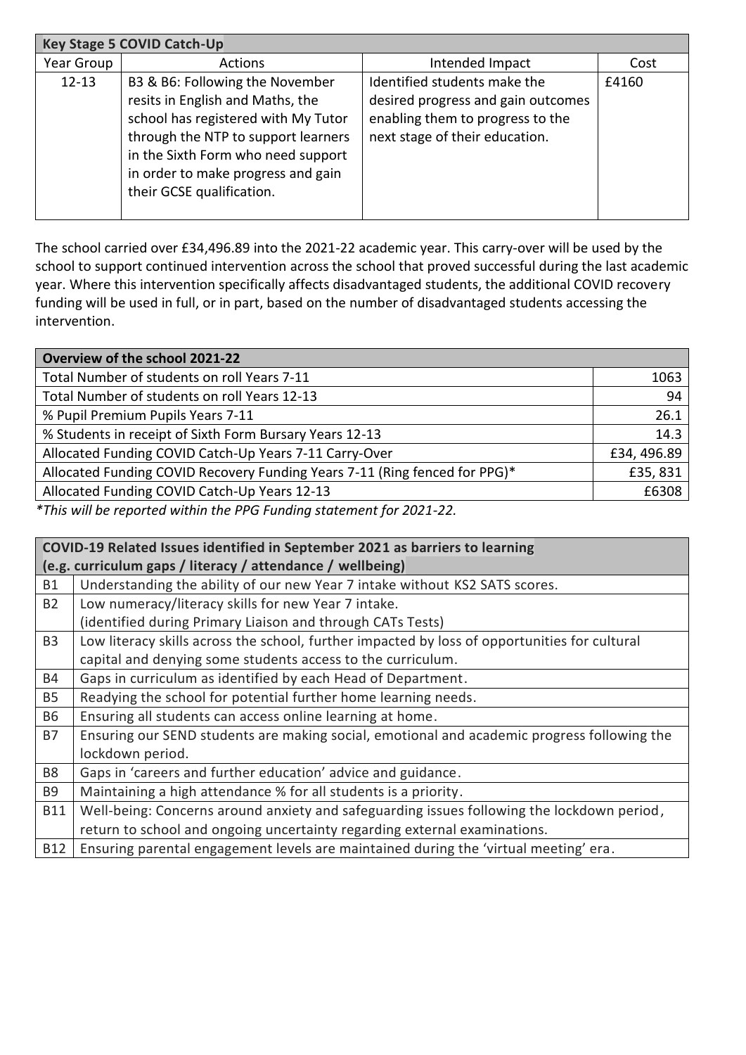| Key Stage 5 COVID Catch-Up | | | |
|---|---|---|---|
| Year Group | Actions | Intended Impact | Cost |
| 12-13 | B3 & B6: Following the November resits in English and Maths, the school has registered with My Tutor through the NTP to support learners in the Sixth Form who need support in order to make progress and gain their GCSE qualification. | Identified students make the desired progress and gain outcomes enabling them to progress to the next stage of their education. | £4160 |

The school carried over £34,496.89 into the 2021-22 academic year. This carry-over will be used by the school to support continued intervention across the school that proved successful during the last academic year. Where this intervention specifically affects disadvantaged students, the additional COVID recovery funding will be used in full, or in part, based on the number of disadvantaged students accessing the intervention.

| Overview of the school 2021-22 | |
|---|---|
| Total Number of students on roll Years 7-11 | 1063 |
| Total Number of students on roll Years 12-13 | 94 |
| % Pupil Premium Pupils Years 7-11 | 26.1 |
| % Students in receipt of Sixth Form Bursary Years 12-13 | 14.3 |
| Allocated Funding COVID Catch-Up Years 7-11 Carry-Over | £34, 496.89 |
| Allocated Funding COVID Recovery Funding Years 7-11 (Ring fenced for PPG)* | £35, 831 |
| Allocated Funding COVID Catch-Up Years 12-13 | £6308 |

*This will be reported within the PPG Funding statement for 2021-22.*

| COVID-19 Related Issues identified in September 2021 as barriers to learning (e.g. curriculum gaps / literacy / attendance / wellbeing) | |
|---|---|
| B1 | Understanding the ability of our new Year 7 intake without KS2 SATS scores. |
| B2 | Low numeracy/literacy skills for new Year 7 intake. (identified during Primary Liaison and through CATs Tests) |
| B3 | Low literacy skills across the school, further impacted by loss of opportunities for cultural capital and denying some students access to the curriculum. |
| B4 | Gaps in curriculum as identified by each Head of Department. |
| B5 | Readying the school for potential further home learning needs. |
| B6 | Ensuring all students can access online learning at home. |
| B7 | Ensuring our SEND students are making social, emotional and academic progress following the lockdown period. |
| B8 | Gaps in 'careers and further education' advice and guidance. |
| B9 | Maintaining a high attendance % for all students is a priority. |
| B11 | Well-being: Concerns around anxiety and safeguarding issues following the lockdown period, return to school and ongoing uncertainty regarding external examinations. |
| B12 | Ensuring parental engagement levels are maintained during the 'virtual meeting' era. |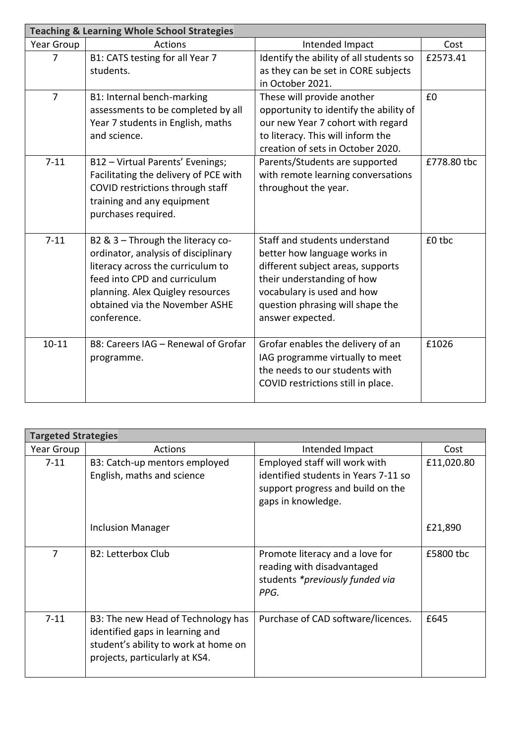| Teaching & Learning Whole School Strategies | | | |
|---|---|---|---|
| Year Group | Actions | Intended Impact | Cost |
| 7 | B1: CATS testing for all Year 7 students. | Identify the ability of all students so as they can be set in CORE subjects in October 2021. | £2573.41 |
| 7 | B1: Internal bench-marking assessments to be completed by all Year 7 students in English, maths and science. | These will provide another opportunity to identify the ability of our new Year 7 cohort with regard to literacy. This will inform the creation of sets in October 2020. | £0 |
| 7-11 | B12 – Virtual Parents' Evenings; Facilitating the delivery of PCE with COVID restrictions through staff training and any equipment purchases required. | Parents/Students are supported with remote learning conversations throughout the year. | £778.80 tbc |
| 7-11 | B2 & 3 – Through the literacy co-ordinator, analysis of disciplinary literacy across the curriculum to feed into CPD and curriculum planning. Alex Quigley resources obtained via the November ASHE conference. | Staff and students understand better how language works in different subject areas, supports their understanding of how vocabulary is used and how question phrasing will shape the answer expected. | £0 tbc |
| 10-11 | B8: Careers IAG – Renewal of Grofar programme. | Grofar enables the delivery of an IAG programme virtually to meet the needs to our students with COVID restrictions still in place. | £1026 |

| Targeted Strategies | | | |
|---|---|---|---|
| Year Group | Actions | Intended Impact | Cost |
| 7-11 | B3: Catch-up mentors employed English, maths and science | Employed staff will work with identified students in Years 7-11 so support progress and build on the gaps in knowledge. | £11,020.80 |
| | Inclusion Manager | | £21,890 |
| 7 | B2: Letterbox Club | Promote literacy and a love for reading with disadvantaged students *\*previously funded via PPG.* | £5800 tbc |
| 7-11 | B3: The new Head of Technology has identified gaps in learning and student's ability to work at home on projects, particularly at KS4. | Purchase of CAD software/licences. | £645 |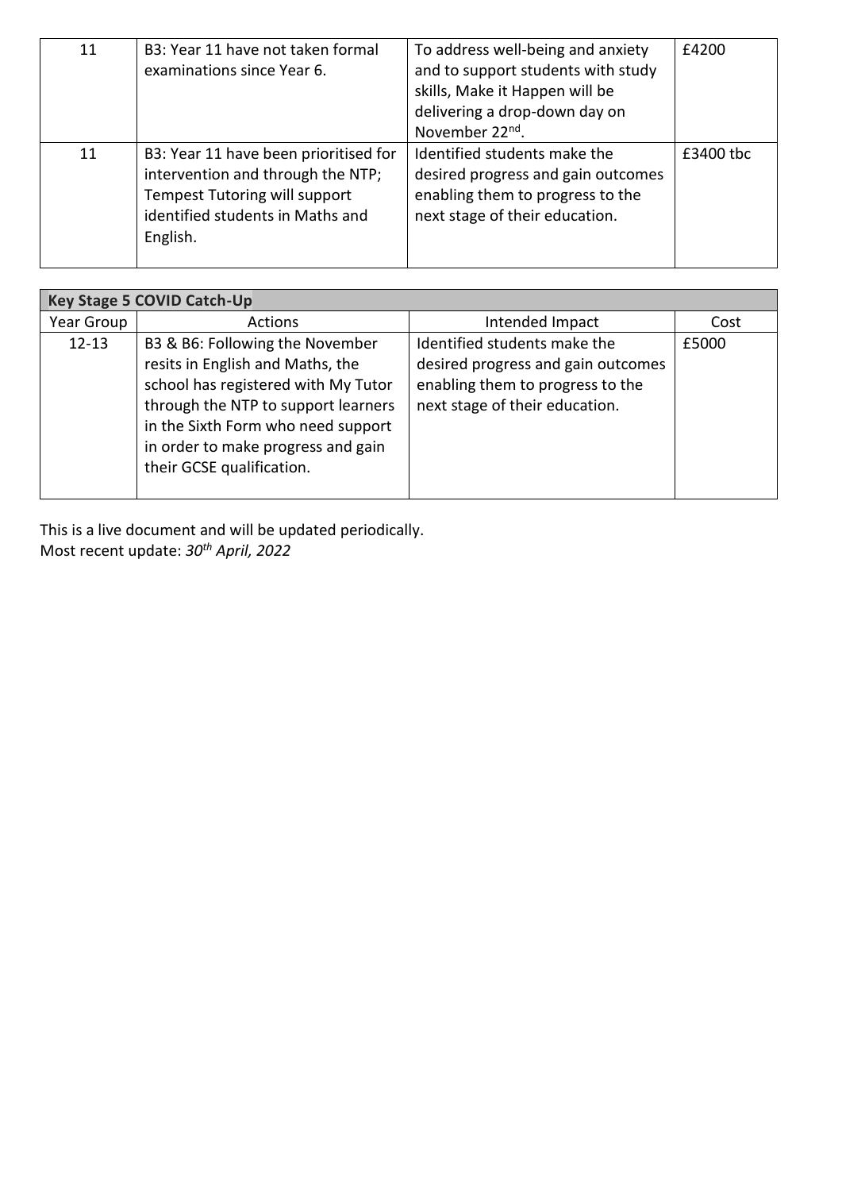| | | | |
|---|---|---|---|
| 11 | B3: Year 11 have not taken formal examinations since Year 6. | To address well-being and anxiety and to support students with study skills, Make it Happen will be delivering a drop-down day on November 22nd. | £4200 |
| 11 | B3: Year 11 have been prioritised for intervention and through the NTP; Tempest Tutoring will support identified students in Maths and English. | Identified students make the desired progress and gain outcomes enabling them to progress to the next stage of their education. | £3400 tbc |

| **Key Stage 5 COVID Catch-Up** | | | |
|---|---|---|---|
| Year Group | Actions | Intended Impact | Cost |
| 12-13 | B3 & B6: Following the November resits in English and Maths, the school has registered with My Tutor through the NTP to support learners in the Sixth Form who need support in order to make progress and gain their GCSE qualification. | Identified students make the desired progress and gain outcomes enabling them to progress to the next stage of their education. | £5000 |

This is a live document and will be updated periodically.
Most recent update: *30th April, 2022*